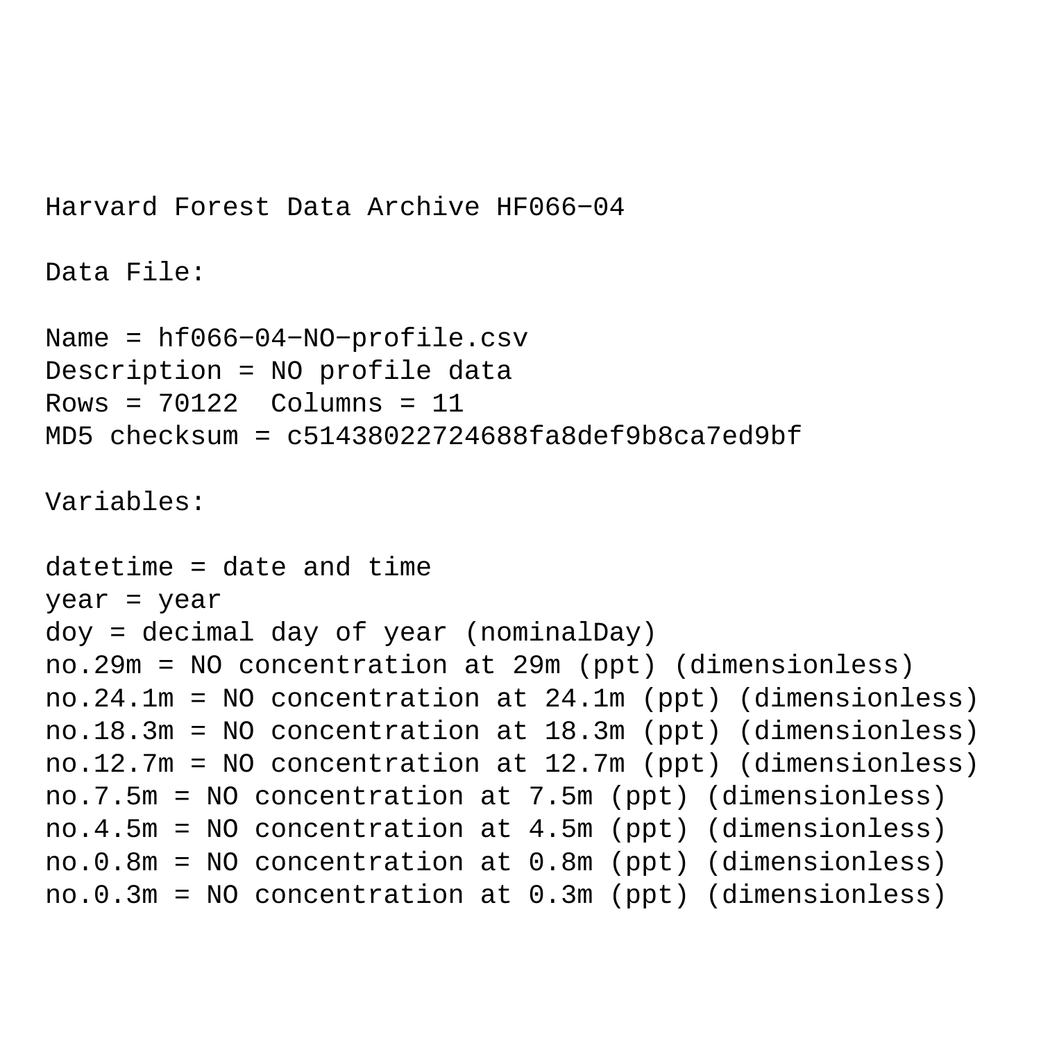Harvard Forest Data Archive HF066-04

Data File:

Name = hf066-04-NO-profile.csv
Description = NO profile data
Rows = 70122  Columns = 11
MD5 checksum = c51438022724688fa8def9b8ca7ed9bf

Variables:

datetime = date and time
year = year
doy = decimal day of year (nominalDay)
no.29m = NO concentration at 29m (ppt) (dimensionless)
no.24.1m = NO concentration at 24.1m (ppt) (dimensionless)
no.18.3m = NO concentration at 18.3m (ppt) (dimensionless)
no.12.7m = NO concentration at 12.7m (ppt) (dimensionless)
no.7.5m = NO concentration at 7.5m (ppt) (dimensionless)
no.4.5m = NO concentration at 4.5m (ppt) (dimensionless)
no.0.8m = NO concentration at 0.8m (ppt) (dimensionless)
no.0.3m = NO concentration at 0.3m (ppt) (dimensionless)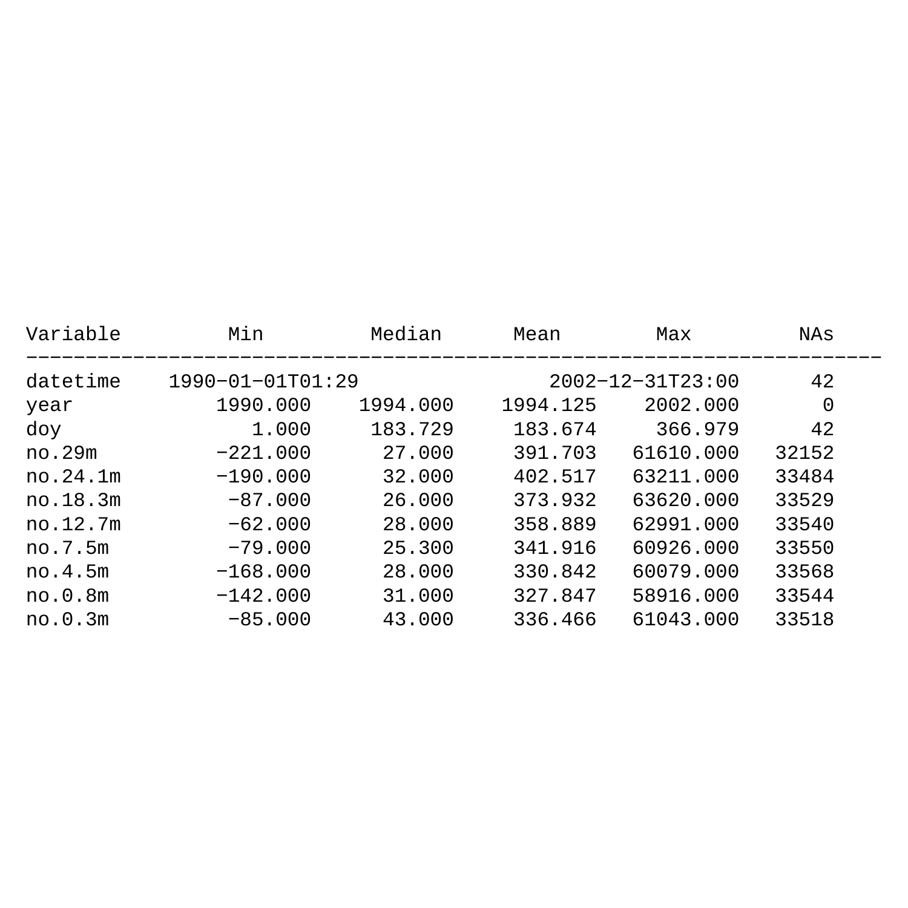| Variable | Min | Median | Mean | Max | NAs |
|---|---|---|---|---|---|
| datetime | 1990−01−01T01:29 | | | 2002−12−31T23:00 | 42 |
| year | 1990.000 | 1994.000 | 1994.125 | 2002.000 | 0 |
| doy | 1.000 | 183.729 | 183.674 | 366.979 | 42 |
| no.29m | −221.000 | 27.000 | 391.703 | 61610.000 | 32152 |
| no.24.1m | −190.000 | 32.000 | 402.517 | 63211.000 | 33484 |
| no.18.3m | −87.000 | 26.000 | 373.932 | 63620.000 | 33529 |
| no.12.7m | −62.000 | 28.000 | 358.889 | 62991.000 | 33540 |
| no.7.5m | −79.000 | 25.300 | 341.916 | 60926.000 | 33550 |
| no.4.5m | −168.000 | 28.000 | 330.842 | 60079.000 | 33568 |
| no.0.8m | −142.000 | 31.000 | 327.847 | 58916.000 | 33544 |
| no.0.3m | −85.000 | 43.000 | 336.466 | 61043.000 | 33518 |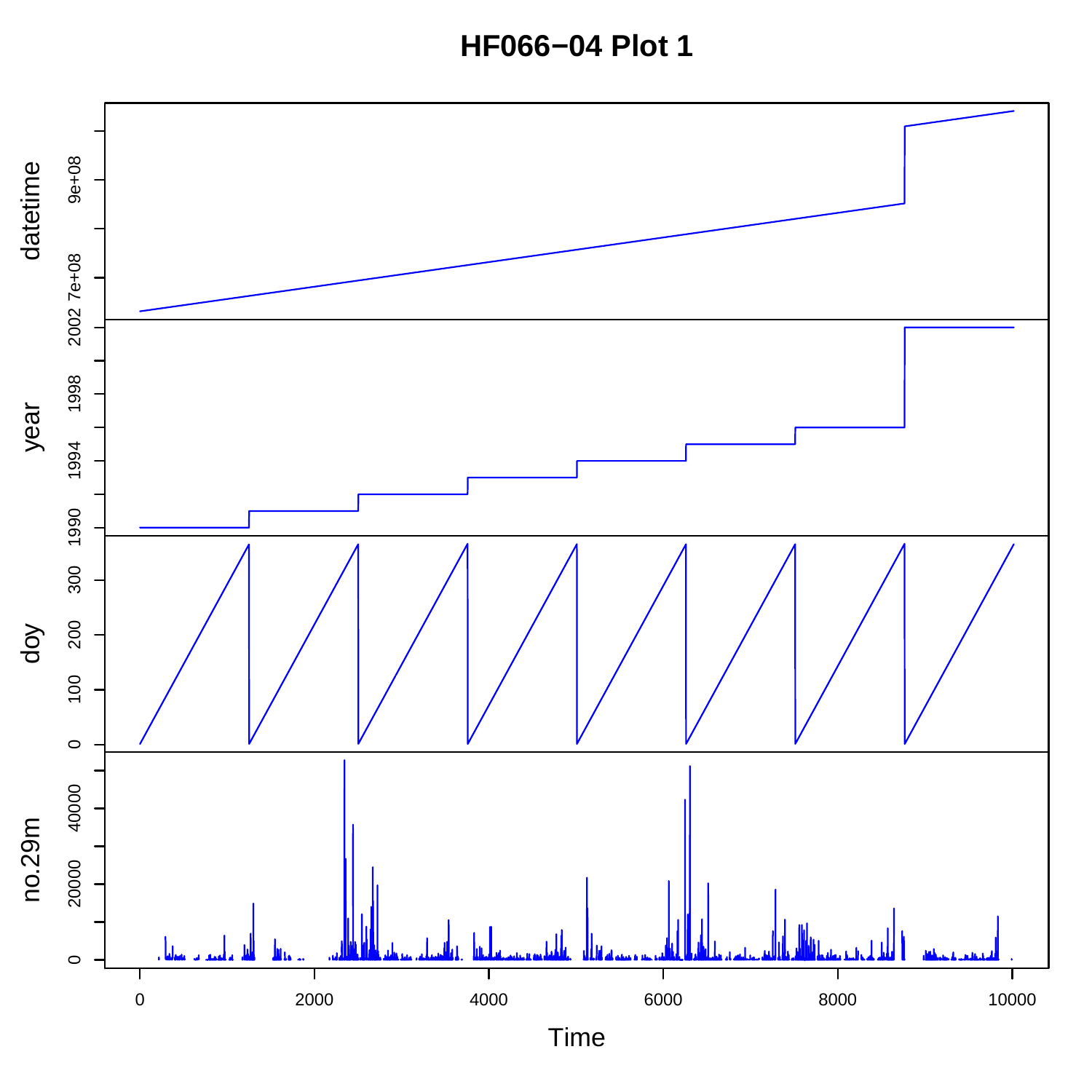# HF066−04 Plot 1

datetime

7e+08

9e+08

year

1990

1994

1998

2002

doy

0

100

200

300

no.29m

0

20000

40000

0

2000

4000

6000

8000

10000

Time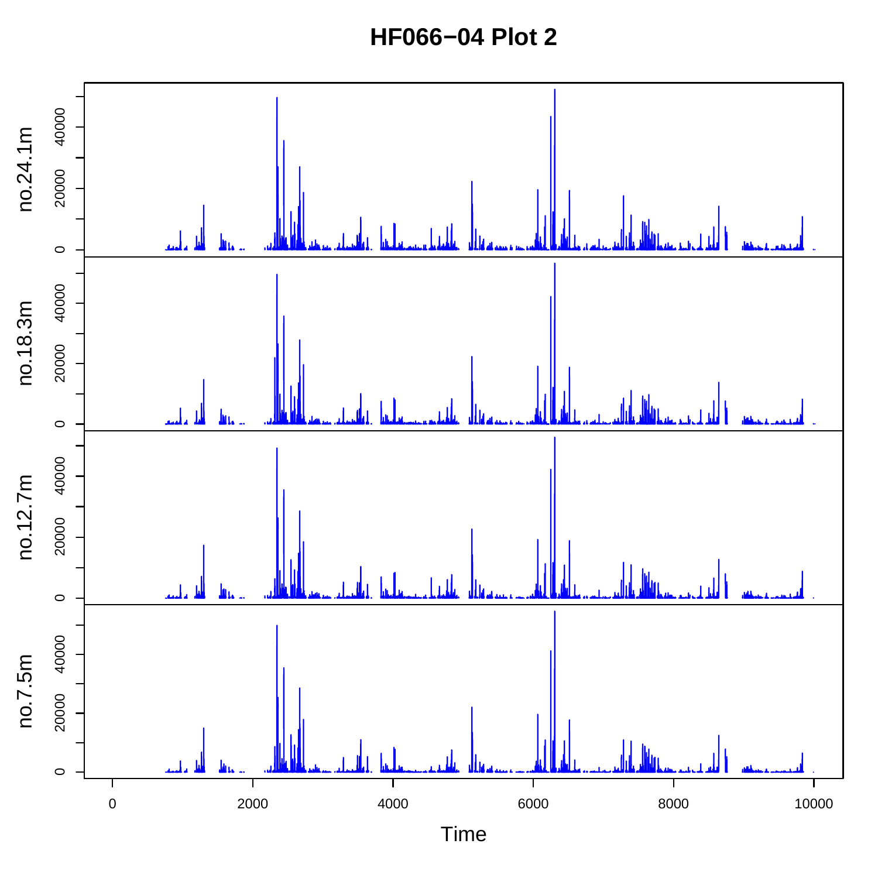# HF066−04 Plot 2

no.24.1m

no.18.3m

no.12.7m

no.7.5m

0
20000
40000

Time

0
2000
4000
6000
8000
10000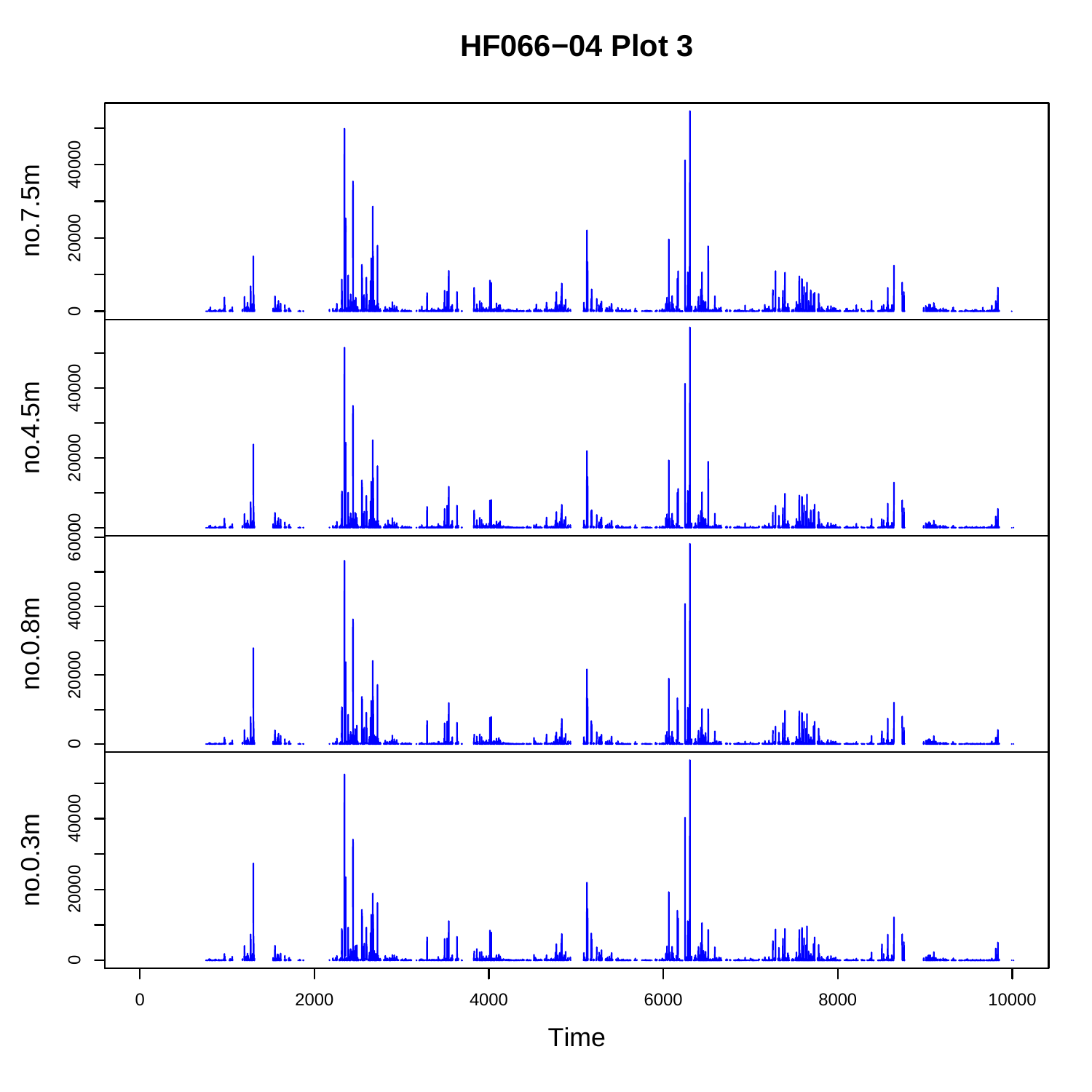# HF066−04 Plot 3

no.7.5m

0
20000
40000

no.4.5m

0
20000
40000

no.0.8m

0
20000
40000
60000

no.0.3m

0
20000
40000

0
2000
4000
6000
8000
10000

Time